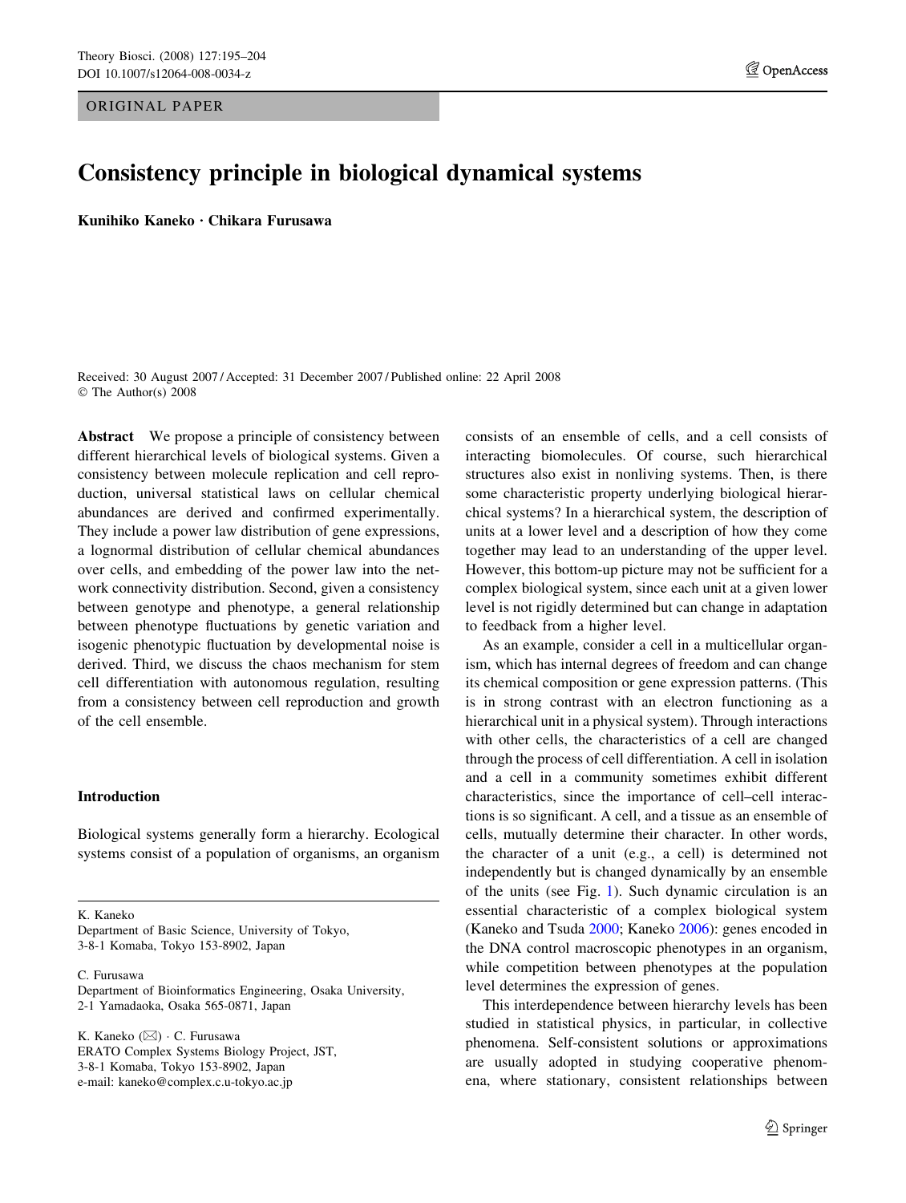ORIGINAL PAPER

# Consistency principle in biological dynamical systems

**Kunihiko Kaneko · Chikara Furusawa**

Received: 30 August 2007 / Accepted: 31 December 2007 / Published online: 22 April 2008
© The Author(s) 2008

**Abstract** We propose a principle of consistency between different hierarchical levels of biological systems. Given a consistency between molecule replication and cell reproduction, universal statistical laws on cellular chemical abundances are derived and confirmed experimentally. They include a power law distribution of gene expressions, a lognormal distribution of cellular chemical abundances over cells, and embedding of the power law into the network connectivity distribution. Second, given a consistency between genotype and phenotype, a general relationship between phenotype fluctuations by genetic variation and isogenic phenotypic fluctuation by developmental noise is derived. Third, we discuss the chaos mechanism for stem cell differentiation with autonomous regulation, resulting from a consistency between cell reproduction and growth of the cell ensemble.

## Introduction

Biological systems generally form a hierarchy. Ecological systems consist of a population of organisms, an organism consists of an ensemble of cells, and a cell consists of interacting biomolecules. Of course, such hierarchical structures also exist in nonliving systems. Then, is there some characteristic property underlying biological hierarchical systems? In a hierarchical system, the description of units at a lower level and a description of how they come together may lead to an understanding of the upper level. However, this bottom-up picture may not be sufficient for a complex biological system, since each unit at a given lower level is not rigidly determined but can change in adaptation to feedback from a higher level.

As an example, consider a cell in a multicellular organism, which has internal degrees of freedom and can change its chemical composition or gene expression patterns. (This is in strong contrast with an electron functioning as a hierarchical unit in a physical system). Through interactions with other cells, the characteristics of a cell are changed through the process of cell differentiation. A cell in isolation and a cell in a community sometimes exhibit different characteristics, since the importance of cell–cell interactions is so significant. A cell, and a tissue as an ensemble of cells, mutually determine their character. In other words, the character of a unit (e.g., a cell) is determined not independently but is changed dynamically by an ensemble of the units (see Fig. 1). Such dynamic circulation is an essential characteristic of a complex biological system (Kaneko and Tsuda 2000; Kaneko 2006): genes encoded in the DNA control macroscopic phenotypes in an organism, while competition between phenotypes at the population level determines the expression of genes.

This interdependence between hierarchy levels has been studied in statistical physics, in particular, in collective phenomena. Self-consistent solutions or approximations are usually adopted in studying cooperative phenomena, where stationary, consistent relationships between

K. Kaneko
Department of Basic Science, University of Tokyo,
3-8-1 Komaba, Tokyo 153-8902, Japan

C. Furusawa
Department of Bioinformatics Engineering, Osaka University,
2-1 Yamadaoka, Osaka 565-0871, Japan

K. Kaneko (✉) · C. Furusawa
ERATO Complex Systems Biology Project, JST,
3-8-1 Komaba, Tokyo 153-8902, Japan
e-mail: kaneko@complex.c.u-tokyo.ac.jp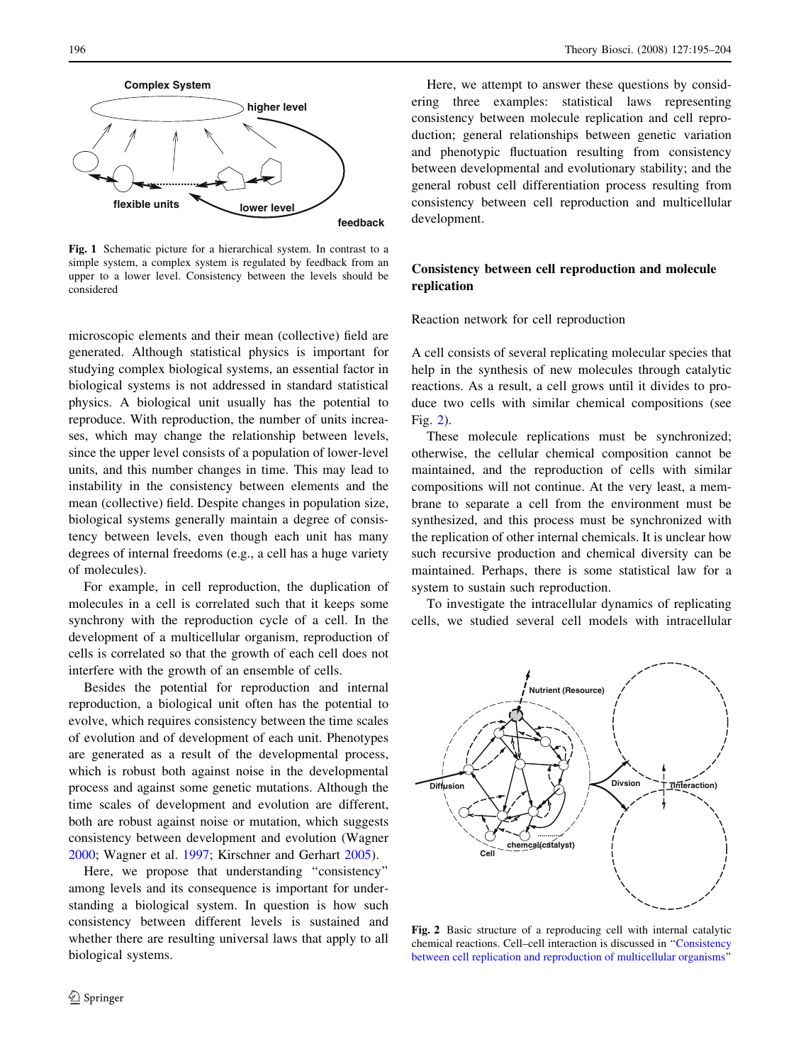Fig. 1 Schematic picture for a hierarchical system. In contrast to a simple system, a complex system is regulated by feedback from an upper to a lower level. Consistency between the levels should be considered

microscopic elements and their mean (collective) field are generated. Although statistical physics is important for studying complex biological systems, an essential factor in biological systems is not addressed in standard statistical physics. A biological unit usually has the potential to reproduce. With reproduction, the number of units increases, which may change the relationship between levels, since the upper level consists of a population of lower-level units, and this number changes in time. This may lead to instability in the consistency between elements and the mean (collective) field. Despite changes in population size, biological systems generally maintain a degree of consistency between levels, even though each unit has many degrees of internal freedoms (e.g., a cell has a huge variety of molecules).

For example, in cell reproduction, the duplication of molecules in a cell is correlated such that it keeps some synchrony with the reproduction cycle of a cell. In the development of a multicellular organism, reproduction of cells is correlated so that the growth of each cell does not interfere with the growth of an ensemble of cells.

Besides the potential for reproduction and internal reproduction, a biological unit often has the potential to evolve, which requires consistency between the time scales of evolution and of development of each unit. Phenotypes are generated as a result of the developmental process, which is robust both against noise in the developmental process and against some genetic mutations. Although the time scales of development and evolution are different, both are robust against noise or mutation, which suggests consistency between development and evolution (Wagner 2000; Wagner et al. 1997; Kirschner and Gerhart 2005).

Here, we propose that understanding "consistency" among levels and its consequence is important for understanding a biological system. In question is how such consistency between different levels is sustained and whether there are resulting universal laws that apply to all biological systems.

Here, we attempt to answer these questions by considering three examples: statistical laws representing consistency between molecule replication and cell reproduction; general relationships between genetic variation and phenotypic fluctuation resulting from consistency between developmental and evolutionary stability; and the general robust cell differentiation process resulting from consistency between cell reproduction and multicellular development.

## Consistency between cell reproduction and molecule replication

### Reaction network for cell reproduction

A cell consists of several replicating molecular species that help in the synthesis of new molecules through catalytic reactions. As a result, a cell grows until it divides to produce two cells with similar chemical compositions (see Fig. 2).

These molecule replications must be synchronized; otherwise, the cellular chemical composition cannot be maintained, and the reproduction of cells with similar compositions will not continue. At the very least, a membrane to separate a cell from the environment must be synthesized, and this process must be synchronized with the replication of other internal chemicals. It is unclear how such recursive production and chemical diversity can be maintained. Perhaps, there is some statistical law for a system to sustain such reproduction.

To investigate the intracellular dynamics of replicating cells, we studied several cell models with intracellular

Fig. 2 Basic structure of a reproducing cell with internal catalytic chemical reactions. Cell–cell interaction is discussed in "Consistency between cell replication and reproduction of multicellular organisms"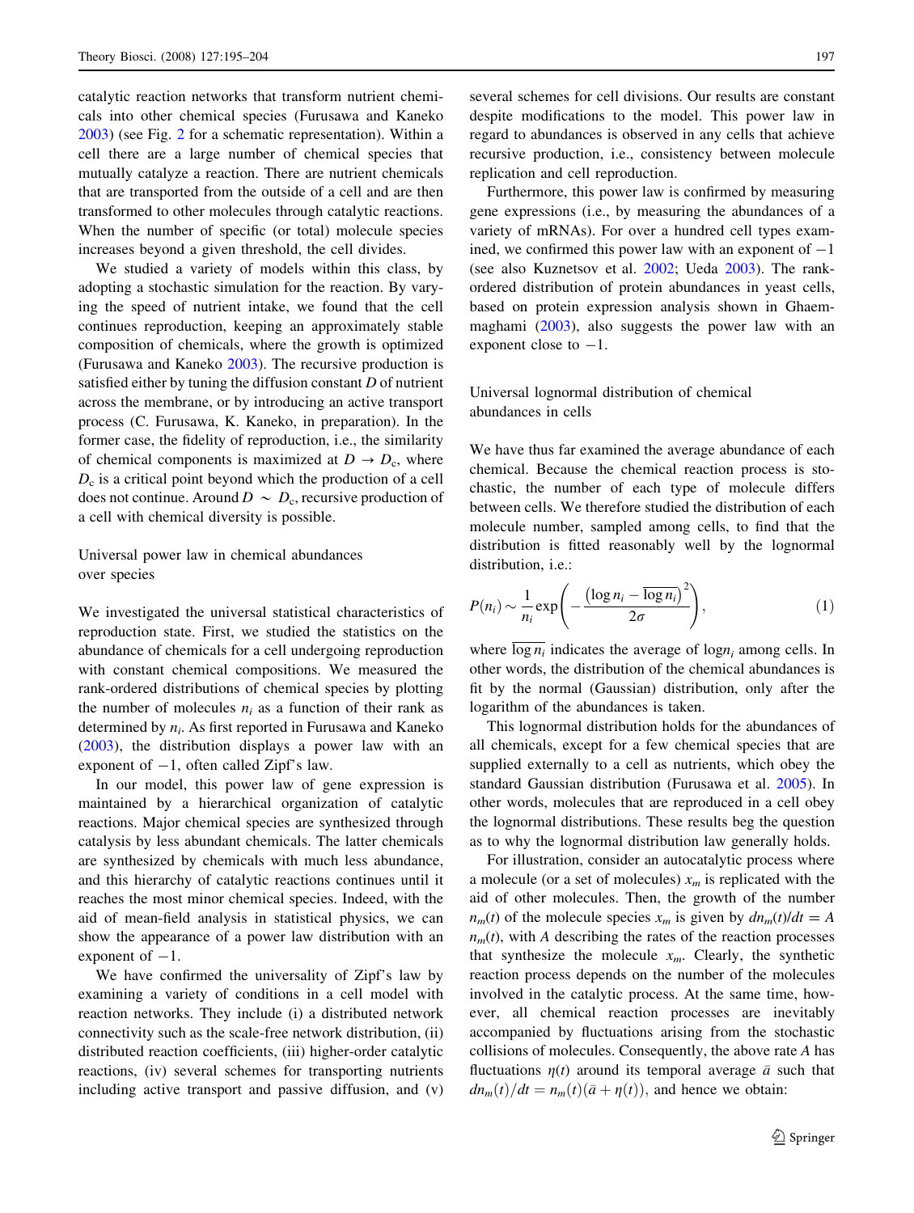catalytic reaction networks that transform nutrient chemicals into other chemical species (Furusawa and Kaneko 2003) (see Fig. 2 for a schematic representation). Within a cell there are a large number of chemical species that mutually catalyze a reaction. There are nutrient chemicals that are transported from the outside of a cell and are then transformed to other molecules through catalytic reactions. When the number of specific (or total) molecule species increases beyond a given threshold, the cell divides.

We studied a variety of models within this class, by adopting a stochastic simulation for the reaction. By varying the speed of nutrient intake, we found that the cell continues reproduction, keeping an approximately stable composition of chemicals, where the growth is optimized (Furusawa and Kaneko 2003). The recursive production is satisfied either by tuning the diffusion constant $D$ of nutrient across the membrane, or by introducing an active transport process (C. Furusawa, K. Kaneko, in preparation). In the former case, the fidelity of reproduction, i.e., the similarity of chemical components is maximized at $D \to D_c$, where $D_c$ is a critical point beyond which the production of a cell does not continue. Around $D \sim D_c$, recursive production of a cell with chemical diversity is possible.

## Universal power law in chemical abundances over species

We investigated the universal statistical characteristics of reproduction state. First, we studied the statistics on the abundance of chemicals for a cell undergoing reproduction with constant chemical compositions. We measured the rank-ordered distributions of chemical species by plotting the number of molecules $n_i$ as a function of their rank as determined by $n_i$. As first reported in Furusawa and Kaneko (2003), the distribution displays a power law with an exponent of $-1$, often called Zipf's law.

In our model, this power law of gene expression is maintained by a hierarchical organization of catalytic reactions. Major chemical species are synthesized through catalysis by less abundant chemicals. The latter chemicals are synthesized by chemicals with much less abundance, and this hierarchy of catalytic reactions continues until it reaches the most minor chemical species. Indeed, with the aid of mean-field analysis in statistical physics, we can show the appearance of a power law distribution with an exponent of $-1$.

We have confirmed the universality of Zipf's law by examining a variety of conditions in a cell model with reaction networks. They include (i) a distributed network connectivity such as the scale-free network distribution, (ii) distributed reaction coefficients, (iii) higher-order catalytic reactions, (iv) several schemes for transporting nutrients including active transport and passive diffusion, and (v) several schemes for cell divisions. Our results are constant despite modifications to the model. This power law in regard to abundances is observed in any cells that achieve recursive production, i.e., consistency between molecule replication and cell reproduction.

Furthermore, this power law is confirmed by measuring gene expressions (i.e., by measuring the abundances of a variety of mRNAs). For over a hundred cell types examined, we confirmed this power law with an exponent of $-1$ (see also Kuznetsov et al. 2002; Ueda 2003). The rank-ordered distribution of protein abundances in yeast cells, based on protein expression analysis shown in Ghaemmaghami (2003), also suggests the power law with an exponent close to $-1$.

## Universal lognormal distribution of chemical abundances in cells

We have thus far examined the average abundance of each chemical. Because the chemical reaction process is stochastic, the number of each type of molecule differs between cells. We therefore studied the distribution of each molecule number, sampled among cells, to find that the distribution is fitted reasonably well by the lognormal distribution, i.e.:

$$P(n_i) \sim \frac{1}{n_i} \exp\left( -\frac{\left(\log n_i - \overline{\log n_i}\right)^2}{2\sigma} \right), \tag{1}$$

where $\overline{\log n_i}$ indicates the average of $\log n_i$ among cells. In other words, the distribution of the chemical abundances is fit by the normal (Gaussian) distribution, only after the logarithm of the abundances is taken.

This lognormal distribution holds for the abundances of all chemicals, except for a few chemical species that are supplied externally to a cell as nutrients, which obey the standard Gaussian distribution (Furusawa et al. 2005). In other words, molecules that are reproduced in a cell obey the lognormal distributions. These results beg the question as to why the lognormal distribution law generally holds.

For illustration, consider an autocatalytic process where a molecule (or a set of molecules) $x_m$ is replicated with the aid of other molecules. Then, the growth of the number $n_m(t)$ of the molecule species $x_m$ is given by $dn_m(t)/dt = A\, n_m(t)$, with $A$ describing the rates of the reaction processes that synthesize the molecule $x_m$. Clearly, the synthetic reaction process depends on the number of the molecules involved in the catalytic process. At the same time, however, all chemical reaction processes are inevitably accompanied by fluctuations arising from the stochastic collisions of molecules. Consequently, the above rate $A$ has fluctuations $\eta(t)$ around its temporal average $\bar{a}$ such that $dn_m(t)/dt = n_m(t)(\bar{a} + \eta(t))$, and hence we obtain: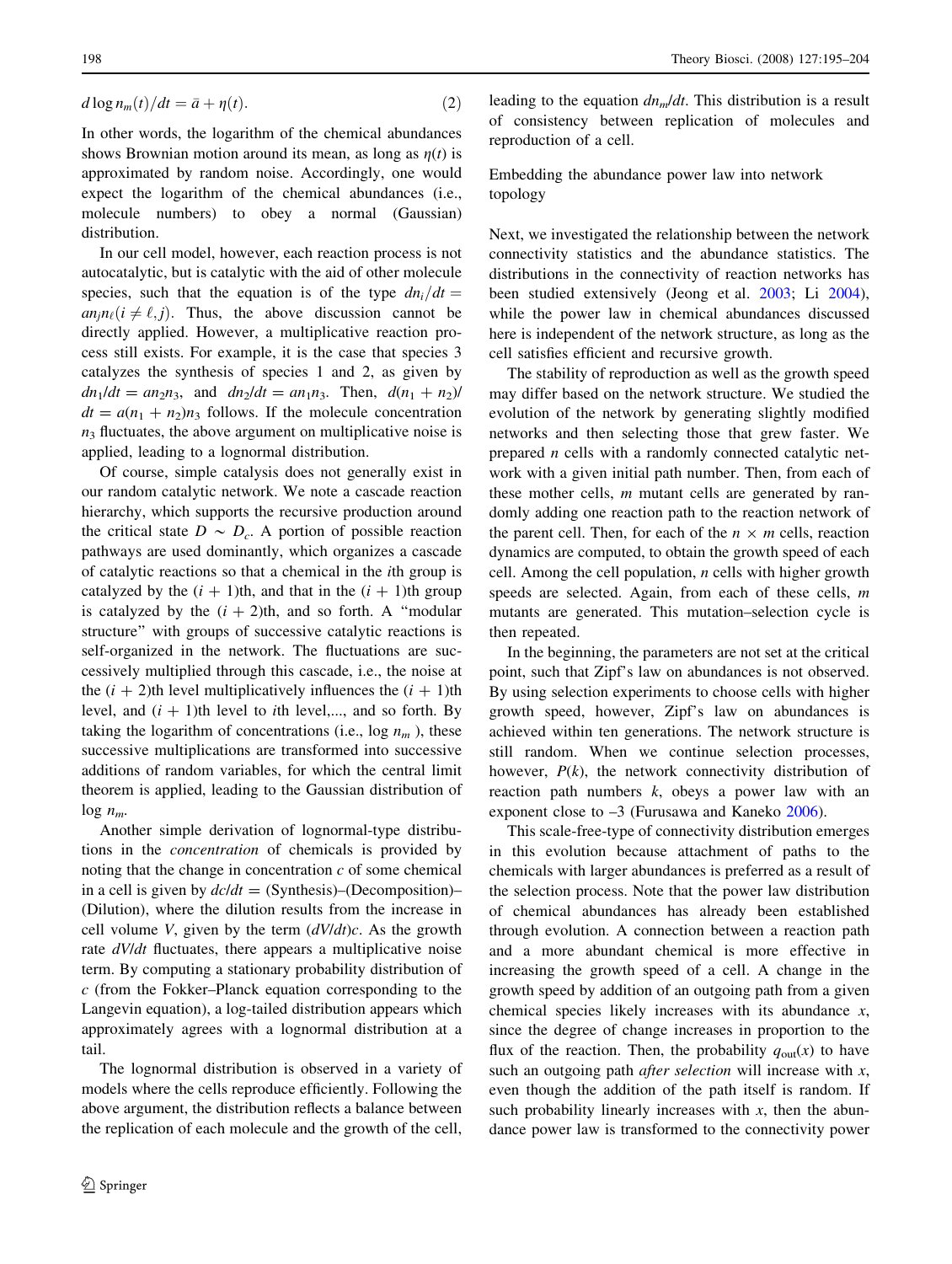$$d \log n_m(t)/dt = \bar{a} + \eta(t). \tag{2}$$

In other words, the logarithm of the chemical abundances shows Brownian motion around its mean, as long as $\eta(t)$ is approximated by random noise. Accordingly, one would expect the logarithm of the chemical abundances (i.e., molecule numbers) to obey a normal (Gaussian) distribution.

In our cell model, however, each reaction process is not autocatalytic, but is catalytic with the aid of other molecule species, such that the equation is of the type $dn_i/dt = an_jn_\ell (i \neq \ell, j)$. Thus, the above discussion cannot be directly applied. However, a multiplicative reaction process still exists. For example, it is the case that species 3 catalyzes the synthesis of species 1 and 2, as given by $dn_1/dt = an_2n_3$, and $dn_2/dt = an_1n_3$. Then, $d(n_1 + n_2)/dt = a(n_1 + n_2)n_3$ follows. If the molecule concentration $n_3$ fluctuates, the above argument on multiplicative noise is applied, leading to a lognormal distribution.

Of course, simple catalysis does not generally exist in our random catalytic network. We note a cascade reaction hierarchy, which supports the recursive production around the critical state $D \sim D_c$. A portion of possible reaction pathways are used dominantly, which organizes a cascade of catalytic reactions so that a chemical in the $i$th group is catalyzed by the $(i + 1)$th, and that in the $(i + 1)$th group is catalyzed by the $(i + 2)$th, and so forth. A "modular structure" with groups of successive catalytic reactions is self-organized in the network. The fluctuations are successively multiplied through this cascade, i.e., the noise at the $(i + 2)$th level multiplicatively influences the $(i + 1)$th level, and $(i + 1)$th level to $i$th level,..., and so forth. By taking the logarithm of concentrations (i.e., $\log n_m$ ), these successive multiplications are transformed into successive additions of random variables, for which the central limit theorem is applied, leading to the Gaussian distribution of $\log n_m$.

Another simple derivation of lognormal-type distributions in the *concentration* of chemicals is provided by noting that the change in concentration $c$ of some chemical in a cell is given by $dc/dt$ = (Synthesis)–(Decomposition)–(Dilution), where the dilution results from the increase in cell volume $V$, given by the term $(dV/dt)c$. As the growth rate $dV/dt$ fluctuates, there appears a multiplicative noise term. By computing a stationary probability distribution of $c$ (from the Fokker–Planck equation corresponding to the Langevin equation), a log-tailed distribution appears which approximately agrees with a lognormal distribution at a tail.

The lognormal distribution is observed in a variety of models where the cells reproduce efficiently. Following the above argument, the distribution reflects a balance between the replication of each molecule and the growth of the cell, leading to the equation $dn_m/dt$. This distribution is a result of consistency between replication of molecules and reproduction of a cell.

## Embedding the abundance power law into network topology

Next, we investigated the relationship between the network connectivity statistics and the abundance statistics. The distributions in the connectivity of reaction networks has been studied extensively (Jeong et al. 2003; Li 2004), while the power law in chemical abundances discussed here is independent of the network structure, as long as the cell satisfies efficient and recursive growth.

The stability of reproduction as well as the growth speed may differ based on the network structure. We studied the evolution of the network by generating slightly modified networks and then selecting those that grew faster. We prepared $n$ cells with a randomly connected catalytic network with a given initial path number. Then, from each of these mother cells, $m$ mutant cells are generated by randomly adding one reaction path to the reaction network of the parent cell. Then, for each of the $n \times m$ cells, reaction dynamics are computed, to obtain the growth speed of each cell. Among the cell population, $n$ cells with higher growth speeds are selected. Again, from each of these cells, $m$ mutants are generated. This mutation–selection cycle is then repeated.

In the beginning, the parameters are not set at the critical point, such that Zipf's law on abundances is not observed. By using selection experiments to choose cells with higher growth speed, however, Zipf's law on abundances is achieved within ten generations. The network structure is still random. When we continue selection processes, however, $P(k)$, the network connectivity distribution of reaction path numbers $k$, obeys a power law with an exponent close to –3 (Furusawa and Kaneko 2006).

This scale-free-type of connectivity distribution emerges in this evolution because attachment of paths to the chemicals with larger abundances is preferred as a result of the selection process. Note that the power law distribution of chemical abundances has already been established through evolution. A connection between a reaction path and a more abundant chemical is more effective in increasing the growth speed of a cell. A change in the growth speed by addition of an outgoing path from a given chemical species likely increases with its abundance $x$, since the degree of change increases in proportion to the flux of the reaction. Then, the probability $q_{\mathrm{out}}(x)$ to have such an outgoing path *after selection* will increase with $x$, even though the addition of the path itself is random. If such probability linearly increases with $x$, then the abundance power law is transformed to the connectivity power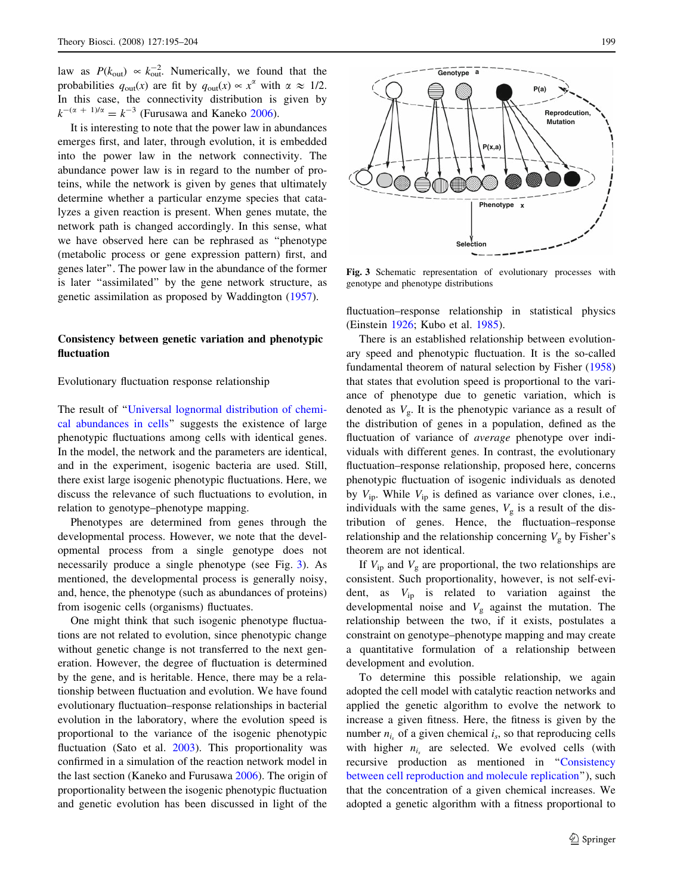law as $P(k_{out}) \propto k_{out}^{-2}$. Numerically, we found that the probabilities $q_{out}(x)$ are fit by $q_{out}(x) \propto x^{\alpha}$ with $\alpha \approx 1/2$. In this case, the connectivity distribution is given by $k^{-(\alpha+1)/\alpha} = k^{-3}$ (Furusawa and Kaneko 2006).

It is interesting to note that the power law in abundances emerges first, and later, through evolution, it is embedded into the power law in the network connectivity. The abundance power law is in regard to the number of proteins, while the network is given by genes that ultimately determine whether a particular enzyme species that catalyzes a given reaction is present. When genes mutate, the network path is changed accordingly. In this sense, what we have observed here can be rephrased as "phenotype (metabolic process or gene expression pattern) first, and genes later". The power law in the abundance of the former is later "assimilated" by the gene network structure, as genetic assimilation as proposed by Waddington (1957).

## Consistency between genetic variation and phenotypic fluctuation

### Evolutionary fluctuation response relationship

The result of "Universal lognormal distribution of chemical abundances in cells" suggests the existence of large phenotypic fluctuations among cells with identical genes. In the model, the network and the parameters are identical, and in the experiment, isogenic bacteria are used. Still, there exist large isogenic phenotypic fluctuations. Here, we discuss the relevance of such fluctuations to evolution, in relation to genotype–phenotype mapping.

Phenotypes are determined from genes through the developmental process. However, we note that the developmental process from a single genotype does not necessarily produce a single phenotype (see Fig. 3). As mentioned, the developmental process is generally noisy, and, hence, the phenotype (such as abundances of proteins) from isogenic cells (organisms) fluctuates.

One might think that such isogenic phenotype fluctuations are not related to evolution, since phenotypic change without genetic change is not transferred to the next generation. However, the degree of fluctuation is determined by the gene, and is heritable. Hence, there may be a relationship between fluctuation and evolution. We have found evolutionary fluctuation–response relationships in bacterial evolution in the laboratory, where the evolution speed is proportional to the variance of the isogenic phenotypic fluctuation (Sato et al. 2003). This proportionality was confirmed in a simulation of the reaction network model in the last section (Kaneko and Furusawa 2006). The origin of proportionality between the isogenic phenotypic fluctuation and genetic evolution has been discussed in light of the

Genotype a

P(a)

Reprodcution, Mutation

P(x,a)

Phenotype x

Selection

Fig. 3 Schematic representation of evolutionary processes with genotype and phenotype distributions

fluctuation–response relationship in statistical physics (Einstein 1926; Kubo et al. 1985).

There is an established relationship between evolutionary speed and phenotypic fluctuation. It is the so-called fundamental theorem of natural selection by Fisher (1958) that states that evolution speed is proportional to the variance of phenotype due to genetic variation, which is denoted as $V_g$. It is the phenotypic variance as a result of the distribution of genes in a population, defined as the fluctuation of variance of *average* phenotype over individuals with different genes. In contrast, the evolutionary fluctuation–response relationship, proposed here, concerns phenotypic fluctuation of isogenic individuals as denoted by $V_{ip}$. While $V_{ip}$ is defined as variance over clones, i.e., individuals with the same genes, $V_g$ is a result of the distribution of genes. Hence, the fluctuation–response relationship and the relationship concerning $V_g$ by Fisher's theorem are not identical.

If $V_{ip}$ and $V_g$ are proportional, the two relationships are consistent. Such proportionality, however, is not self-evident, as $V_{ip}$ is related to variation against the developmental noise and $V_g$ against the mutation. The relationship between the two, if it exists, postulates a constraint on genotype–phenotype mapping and may create a quantitative formulation of a relationship between development and evolution.

To determine this possible relationship, we again adopted the cell model with catalytic reaction networks and applied the genetic algorithm to evolve the network to increase a given fitness. Here, the fitness is given by the number $n_{i_s}$ of a given chemical $i_s$, so that reproducing cells with higher $n_{i_s}$ are selected. We evolved cells (with recursive production as mentioned in "Consistency between cell reproduction and molecule replication"), such that the concentration of a given chemical increases. We adopted a genetic algorithm with a fitness proportional to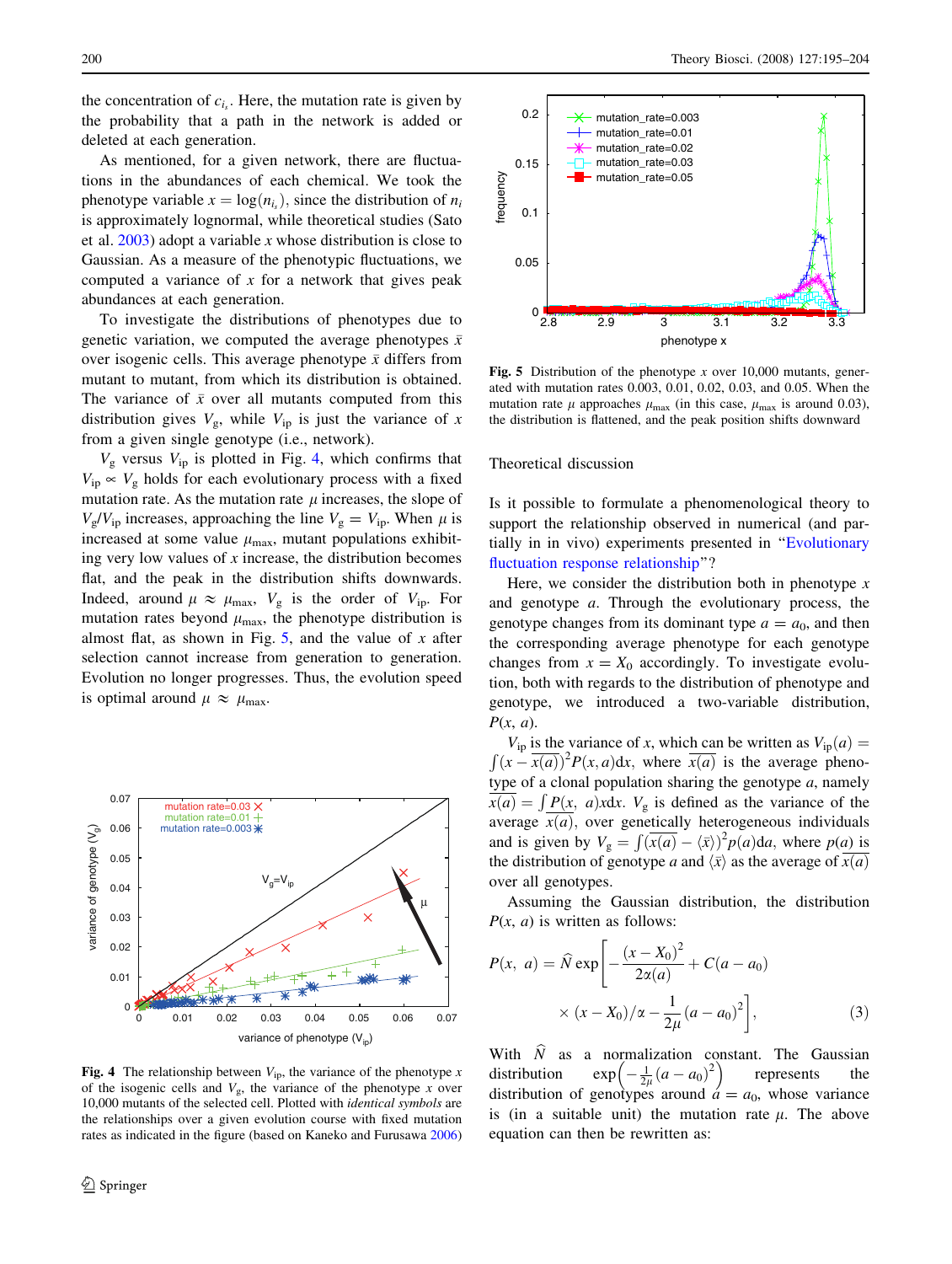the concentration of $c_{i_s}$. Here, the mutation rate is given by the probability that a path in the network is added or deleted at each generation.

As mentioned, for a given network, there are fluctuations in the abundances of each chemical. We took the phenotype variable $x = \log(n_{i_s})$, since the distribution of $n_i$ is approximately lognormal, while theoretical studies (Sato et al. 2003) adopt a variable $x$ whose distribution is close to Gaussian. As a measure of the phenotypic fluctuations, we computed a variance of $x$ for a network that gives peak abundances at each generation.

To investigate the distributions of phenotypes due to genetic variation, we computed the average phenotypes $\bar{x}$ over isogenic cells. This average phenotype $\bar{x}$ differs from mutant to mutant, from which its distribution is obtained. The variance of $\bar{x}$ over all mutants computed from this distribution gives $V_g$, while $V_{ip}$ is just the variance of $x$ from a given single genotype (i.e., network).

$V_g$ versus $V_{ip}$ is plotted in Fig. 4, which confirms that $V_{ip} \propto V_g$ holds for each evolutionary process with a fixed mutation rate. As the mutation rate $\mu$ increases, the slope of $V_g/V_{ip}$ increases, approaching the line $V_g = V_{ip}$. When $\mu$ is increased at some value $\mu_{max}$, mutant populations exhibiting very low values of $x$ increase, the distribution becomes flat, and the peak in the distribution shifts downwards. Indeed, around $\mu \approx \mu_{max}$, $V_g$ is the order of $V_{ip}$. For mutation rates beyond $\mu_{max}$, the phenotype distribution is almost flat, as shown in Fig. 5, and the value of $x$ after selection cannot increase from generation to generation. Evolution no longer progresses. Thus, the evolution speed is optimal around $\mu \approx \mu_{max}$.

**Fig. 4** The relationship between $V_{ip}$, the variance of the phenotype $x$ of the isogenic cells and $V_g$, the variance of the phenotype $x$ over 10,000 mutants of the selected cell. Plotted with *identical symbols* are the relationships over a given evolution course with fixed mutation rates as indicated in the figure (based on Kaneko and Furusawa 2006)

**Fig. 5** Distribution of the phenotype $x$ over 10,000 mutants, generated with mutation rates 0.003, 0.01, 0.02, 0.03, and 0.05. When the mutation rate $\mu$ approaches $\mu_{max}$ (in this case, $\mu_{max}$ is around 0.03), the distribution is flattened, and the peak position shifts downward

## Theoretical discussion

Is it possible to formulate a phenomenological theory to support the relationship observed in numerical (and partially in in vivo) experiments presented in "Evolutionary fluctuation response relationship"?

Here, we consider the distribution both in phenotype $x$ and genotype $a$. Through the evolutionary process, the genotype changes from its dominant type $a = a_0$, and then the corresponding average phenotype for each genotype changes from $x = X_0$ accordingly. To investigate evolution, both with regards to the distribution of phenotype and genotype, we introduced a two-variable distribution, $P(x, a)$.

$V_{ip}$ is the variance of $x$, which can be written as $V_{ip}(a) = \int (x - \overline{x(a)})^2 P(x, a)\mathrm{d}x$, where $\overline{x(a)}$ is the average phenotype of a clonal population sharing the genotype $a$, namely $\overline{x(a)} = \int P(x, a)x\mathrm{d}x$. $V_g$ is defined as the variance of the average $\overline{x(a)}$, over genetically heterogeneous individuals and is given by $V_g = \int (\overline{x(a)} - \langle\bar{x}\rangle)^2 p(a)\mathrm{d}a$, where $p(a)$ is the distribution of genotype $a$ and $\langle\bar{x}\rangle$ as the average of $\overline{x(a)}$ over all genotypes.

Assuming the Gaussian distribution, the distribution $P(x, a)$ is written as follows:

$$P(x,\ a) = \widehat{N} \exp\left[ -\frac{(x - X_0)^2}{2\alpha(a)} + C(a - a_0) \times (x - X_0)/\alpha - \frac{1}{2\mu}(a - a_0)^2 \right], \qquad (3)$$

With $\widehat{N}$ as a normalization constant. The Gaussian distribution $\exp\left(-\frac{1}{2\mu}(a - a_0)^2\right)$ represents the distribution of genotypes around $a = a_0$, whose variance is (in a suitable unit) the mutation rate $\mu$. The above equation can then be rewritten as: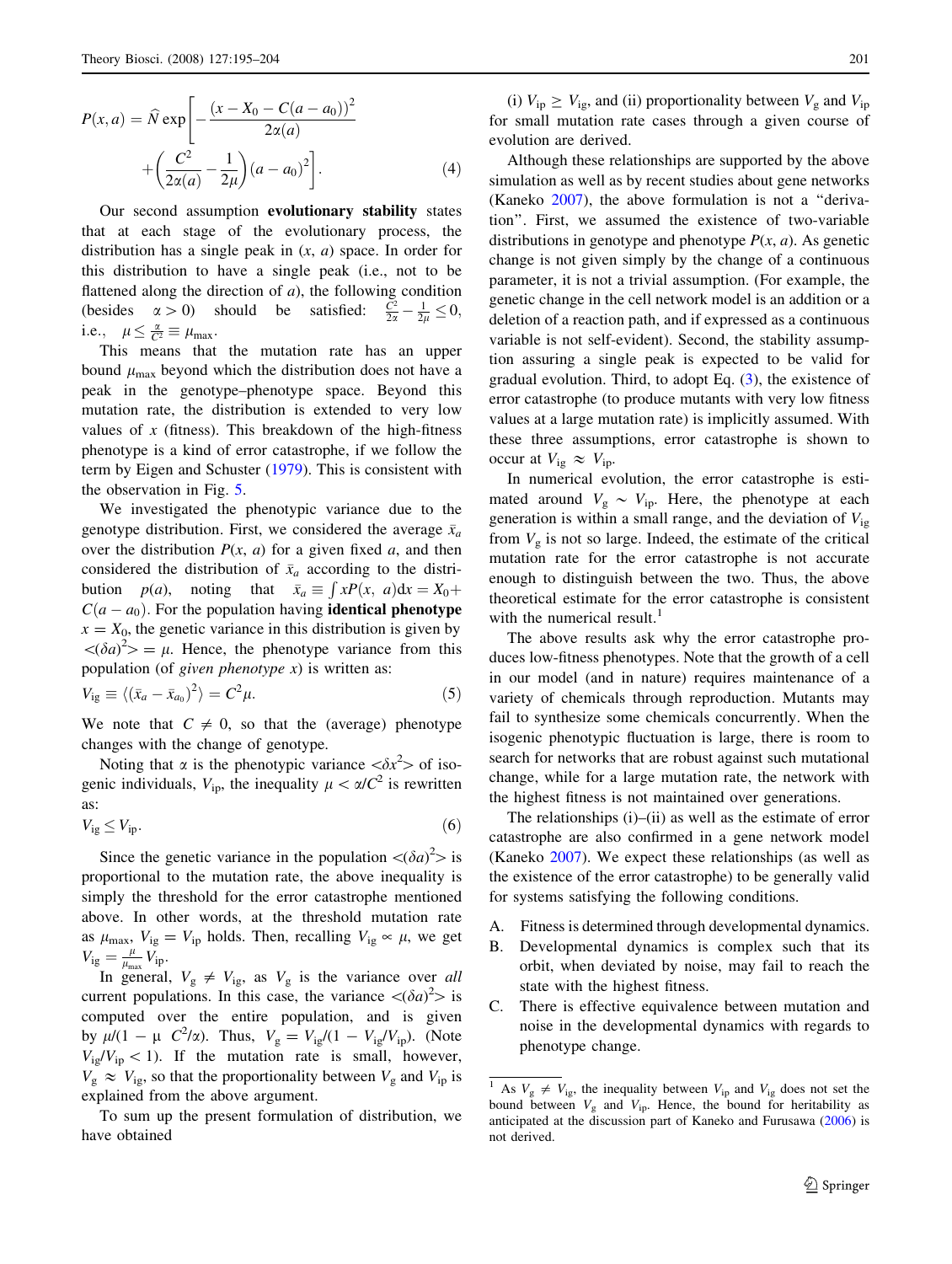$$P(x,a) = \widehat{N}\exp\left[-\frac{(x - X_0 - C(a-a_0))^2}{2\alpha(a)} + \left(\frac{C^2}{2\alpha(a)} - \frac{1}{2\mu}\right)(a-a_0)^2\right]. \quad (4)$$

Our second assumption **evolutionary stability** states that at each stage of the evolutionary process, the distribution has a single peak in $(x, a)$ space. In order for this distribution to have a single peak (i.e., not to be flattened along the direction of $a$), the following condition (besides $\alpha > 0$) should be satisfied: $\frac{C^2}{2\alpha} - \frac{1}{2\mu} \le 0$, i.e., $\mu \le \frac{\alpha}{C^2} \equiv \mu_{\max}$.

This means that the mutation rate has an upper bound $\mu_{\max}$ beyond which the distribution does not have a peak in the genotype–phenotype space. Beyond this mutation rate, the distribution is extended to very low values of $x$ (fitness). This breakdown of the high-fitness phenotype is a kind of error catastrophe, if we follow the term by Eigen and Schuster (1979). This is consistent with the observation in Fig. 5.

We investigated the phenotypic variance due to the genotype distribution. First, we considered the average $\bar{x}_a$ over the distribution $P(x, a)$ for a given fixed $a$, and then considered the distribution of $\bar{x}_a$ according to the distribution $p(a)$, noting that $\bar{x}_a \equiv \int xP(x, a)\mathrm{d}x = X_0 + C(a - a_0)$. For the population having **identical phenotype** $x = X_0$, the genetic variance in this distribution is given by $<(\delta a)^2> = \mu$. Hence, the phenotype variance from this population (of *given phenotype x*) is written as:

$$V_{\mathrm{ig}} \equiv \langle(\bar{x}_a - \bar{x}_{a_0})^2\rangle = C^2\mu. \quad (5)$$

We note that $C \neq 0$, so that the (average) phenotype changes with the change of genotype.

Noting that $\alpha$ is the phenotypic variance $<\delta x^2>$ of isogenic individuals, $V_{\mathrm{ip}}$, the inequality $\mu < \alpha/C^2$ is rewritten as:

$$V_{\mathrm{ig}} \le V_{\mathrm{ip}}. \quad (6)$$

Since the genetic variance in the population $<(\delta a)^2>$ is proportional to the mutation rate, the above inequality is simply the threshold for the error catastrophe mentioned above. In other words, at the threshold mutation rate as $\mu_{\max}$, $V_{\mathrm{ig}} = V_{\mathrm{ip}}$ holds. Then, recalling $V_{\mathrm{ig}} \propto \mu$, we get $V_{\mathrm{ig}} = \frac{\mu}{\mu_{\max}} V_{\mathrm{ip}}$.

In general, $V_{\mathrm{g}} \neq V_{\mathrm{ig}}$, as $V_{\mathrm{g}}$ is the variance over *all* current populations. In this case, the variance $<(\delta a)^2>$ is computed over the entire population, and is given by $\mu/(1 - \mu\ C^2/\alpha)$. Thus, $V_{\mathrm{g}} = V_{\mathrm{ig}}/(1 - V_{\mathrm{ig}}/V_{\mathrm{ip}})$. (Note $V_{\mathrm{ig}}/V_{\mathrm{ip}} < 1$). If the mutation rate is small, however, $V_{\mathrm{g}} \approx V_{\mathrm{ig}}$, so that the proportionality between $V_{\mathrm{g}}$ and $V_{\mathrm{ip}}$ is explained from the above argument.

To sum up the present formulation of distribution, we have obtained

(i) $V_{\mathrm{ip}} \ge V_{\mathrm{ig}}$, and (ii) proportionality between $V_{\mathrm{g}}$ and $V_{\mathrm{ip}}$ for small mutation rate cases through a given course of evolution are derived.

Although these relationships are supported by the above simulation as well as by recent studies about gene networks (Kaneko 2007), the above formulation is not a "derivation". First, we assumed the existence of two-variable distributions in genotype and phenotype $P(x, a)$. As genetic change is not given simply by the change of a continuous parameter, it is not a trivial assumption. (For example, the genetic change in the cell network model is an addition or a deletion of a reaction path, and if expressed as a continuous variable is not self-evident). Second, the stability assumption assuring a single peak is expected to be valid for gradual evolution. Third, to adopt Eq. (3), the existence of error catastrophe (to produce mutants with very low fitness values at a large mutation rate) is implicitly assumed. With these three assumptions, error catastrophe is shown to occur at $V_{\mathrm{ig}} \approx V_{\mathrm{ip}}$.

In numerical evolution, the error catastrophe is estimated around $V_{\mathrm{g}} \sim V_{\mathrm{ip}}$. Here, the phenotype at each generation is within a small range, and the deviation of $V_{\mathrm{ig}}$ from $V_{\mathrm{g}}$ is not so large. Indeed, the estimate of the critical mutation rate for the error catastrophe is not accurate enough to distinguish between the two. Thus, the above theoretical estimate for the error catastrophe is consistent with the numerical result.[1]

The above results ask why the error catastrophe produces low-fitness phenotypes. Note that the growth of a cell in our model (and in nature) requires maintenance of a variety of chemicals through reproduction. Mutants may fail to synthesize some chemicals concurrently. When the isogenic phenotypic fluctuation is large, there is room to search for networks that are robust against such mutational change, while for a large mutation rate, the network with the highest fitness is not maintained over generations.

The relationships (i)–(ii) as well as the estimate of error catastrophe are also confirmed in a gene network model (Kaneko 2007). We expect these relationships (as well as the existence of the error catastrophe) to be generally valid for systems satisfying the following conditions.

A. Fitness is determined through developmental dynamics.
B. Developmental dynamics is complex such that its orbit, when deviated by noise, may fail to reach the state with the highest fitness.
C. There is effective equivalence between mutation and noise in the developmental dynamics with regards to phenotype change.

[1] As $V_{\mathrm{g}} \neq V_{\mathrm{ig}}$, the inequality between $V_{\mathrm{ip}}$ and $V_{\mathrm{ig}}$ does not set the bound between $V_{\mathrm{g}}$ and $V_{\mathrm{ip}}$. Hence, the bound for heritability as anticipated at the discussion part of Kaneko and Furusawa (2006) is not derived.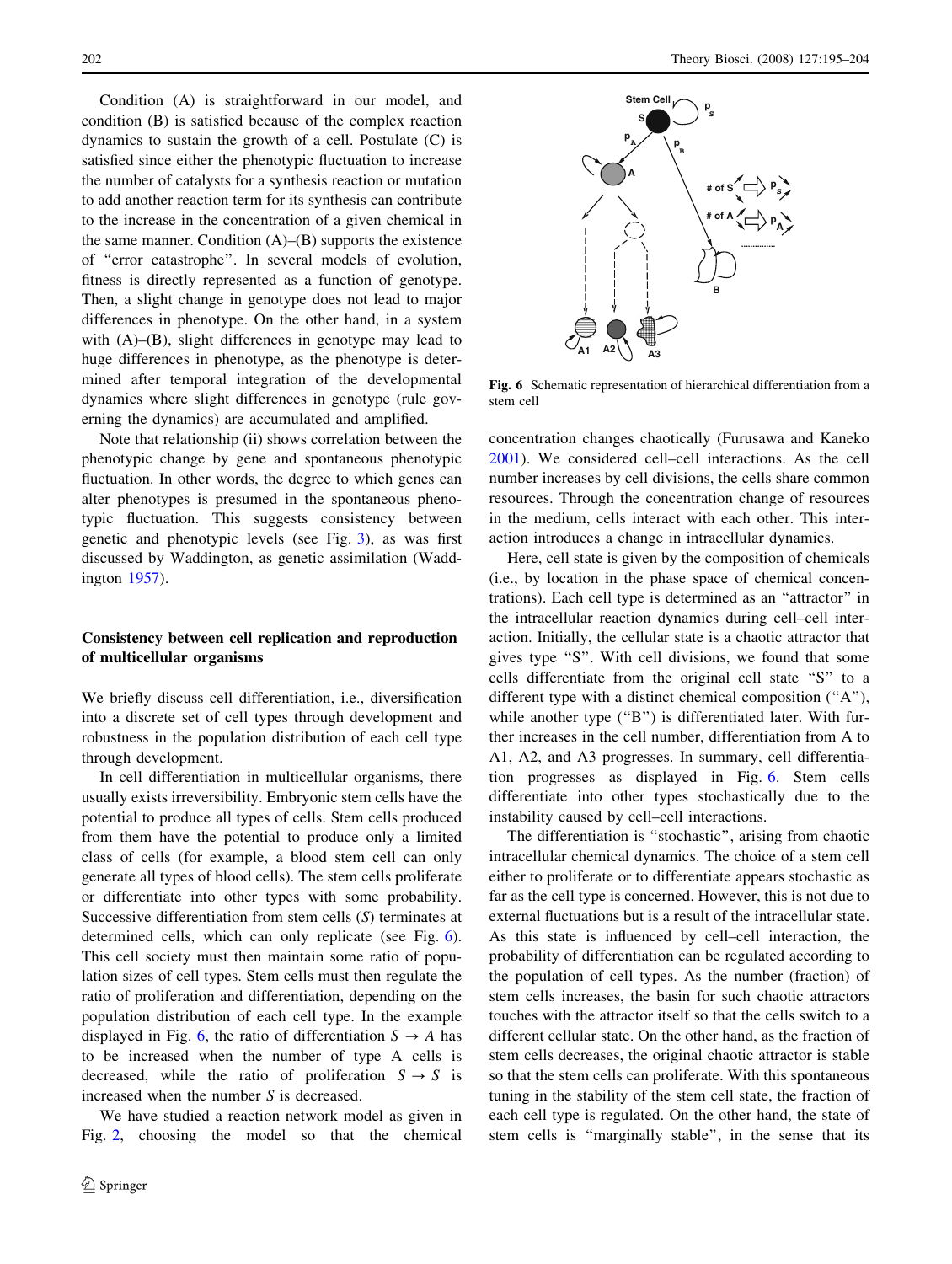Condition (A) is straightforward in our model, and condition (B) is satisfied because of the complex reaction dynamics to sustain the growth of a cell. Postulate (C) is satisfied since either the phenotypic fluctuation to increase the number of catalysts for a synthesis reaction or mutation to add another reaction term for its synthesis can contribute to the increase in the concentration of a given chemical in the same manner. Condition (A)–(B) supports the existence of "error catastrophe". In several models of evolution, fitness is directly represented as a function of genotype. Then, a slight change in genotype does not lead to major differences in phenotype. On the other hand, in a system with (A)–(B), slight differences in genotype may lead to huge differences in phenotype, as the phenotype is determined after temporal integration of the developmental dynamics where slight differences in genotype (rule governing the dynamics) are accumulated and amplified.

Note that relationship (ii) shows correlation between the phenotypic change by gene and spontaneous phenotypic fluctuation. In other words, the degree to which genes can alter phenotypes is presumed in the spontaneous phenotypic fluctuation. This suggests consistency between genetic and phenotypic levels (see Fig. 3), as was first discussed by Waddington, as genetic assimilation (Waddington 1957).

### Consistency between cell replication and reproduction of multicellular organisms

We briefly discuss cell differentiation, i.e., diversification into a discrete set of cell types through development and robustness in the population distribution of each cell type through development.

In cell differentiation in multicellular organisms, there usually exists irreversibility. Embryonic stem cells have the potential to produce all types of cells. Stem cells produced from them have the potential to produce only a limited class of cells (for example, a blood stem cell can only generate all types of blood cells). The stem cells proliferate or differentiate into other types with some probability. Successive differentiation from stem cells ($S$) terminates at determined cells, which can only replicate (see Fig. 6). This cell society must then maintain some ratio of population sizes of cell types. Stem cells must then regulate the ratio of proliferation and differentiation, depending on the population distribution of each cell type. In the example displayed in Fig. 6, the ratio of differentiation $S \rightarrow A$ has to be increased when the number of type A cells is decreased, while the ratio of proliferation $S \rightarrow S$ is increased when the number $S$ is decreased.

We have studied a reaction network model as given in Fig. 2, choosing the model so that the chemical concentration changes chaotically (Furusawa and Kaneko 2001). We considered cell–cell interactions. As the cell number increases by cell divisions, the cells share common resources. Through the concentration change of resources in the medium, cells interact with each other. This interaction introduces a change in intracellular dynamics.

Fig. 6 Schematic representation of hierarchical differentiation from a stem cell

Here, cell state is given by the composition of chemicals (i.e., by location in the phase space of chemical concentrations). Each cell type is determined as an "attractor" in the intracellular reaction dynamics during cell–cell interaction. Initially, the cellular state is a chaotic attractor that gives type "S". With cell divisions, we found that some cells differentiate from the original cell state "S" to a different type with a distinct chemical composition ("A"), while another type ("B") is differentiated later. With further increases in the cell number, differentiation from A to A1, A2, and A3 progresses. In summary, cell differentiation progresses as displayed in Fig. 6. Stem cells differentiate into other types stochastically due to the instability caused by cell–cell interactions.

The differentiation is "stochastic", arising from chaotic intracellular chemical dynamics. The choice of a stem cell either to proliferate or to differentiate appears stochastic as far as the cell type is concerned. However, this is not due to external fluctuations but is a result of the intracellular state. As this state is influenced by cell–cell interaction, the probability of differentiation can be regulated according to the population of cell types. As the number (fraction) of stem cells increases, the basin for such chaotic attractors touches with the attractor itself so that the cells switch to a different cellular state. On the other hand, as the fraction of stem cells decreases, the original chaotic attractor is stable so that the stem cells can proliferate. With this spontaneous tuning in the stability of the stem cell state, the fraction of each cell type is regulated. On the other hand, the state of stem cells is "marginally stable", in the sense that its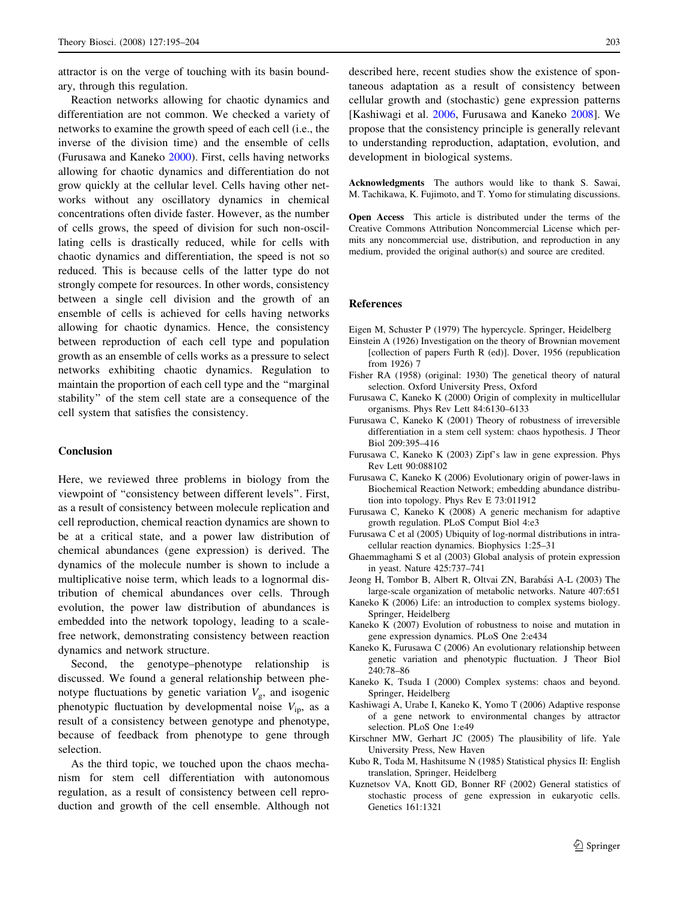attractor is on the verge of touching with its basin boundary, through this regulation.

Reaction networks allowing for chaotic dynamics and differentiation are not common. We checked a variety of networks to examine the growth speed of each cell (i.e., the inverse of the division time) and the ensemble of cells (Furusawa and Kaneko 2000). First, cells having networks allowing for chaotic dynamics and differentiation do not grow quickly at the cellular level. Cells having other networks without any oscillatory dynamics in chemical concentrations often divide faster. However, as the number of cells grows, the speed of division for such non-oscillating cells is drastically reduced, while for cells with chaotic dynamics and differentiation, the speed is not so reduced. This is because cells of the latter type do not strongly compete for resources. In other words, consistency between a single cell division and the growth of an ensemble of cells is achieved for cells having networks allowing for chaotic dynamics. Hence, the consistency between reproduction of each cell type and population growth as an ensemble of cells works as a pressure to select networks exhibiting chaotic dynamics. Regulation to maintain the proportion of each cell type and the "marginal stability" of the stem cell state are a consequence of the cell system that satisfies the consistency.

## Conclusion

Here, we reviewed three problems in biology from the viewpoint of "consistency between different levels". First, as a result of consistency between molecule replication and cell reproduction, chemical reaction dynamics are shown to be at a critical state, and a power law distribution of chemical abundances (gene expression) is derived. The dynamics of the molecule number is shown to include a multiplicative noise term, which leads to a lognormal distribution of chemical abundances over cells. Through evolution, the power law distribution of abundances is embedded into the network topology, leading to a scale-free network, demonstrating consistency between reaction dynamics and network structure.

Second, the genotype–phenotype relationship is discussed. We found a general relationship between phenotype fluctuations by genetic variation $V_g$, and isogenic phenotypic fluctuation by developmental noise $V_{ip}$, as a result of a consistency between genotype and phenotype, because of feedback from phenotype to gene through selection.

As the third topic, we touched upon the chaos mechanism for stem cell differentiation with autonomous regulation, as a result of consistency between cell reproduction and growth of the cell ensemble. Although not described here, recent studies show the existence of spontaneous adaptation as a result of consistency between cellular growth and (stochastic) gene expression patterns [Kashiwagi et al. 2006, Furusawa and Kaneko 2008]. We propose that the consistency principle is generally relevant to understanding reproduction, adaptation, evolution, and development in biological systems.

**Acknowledgments** The authors would like to thank S. Sawai, M. Tachikawa, K. Fujimoto, and T. Yomo for stimulating discussions.

**Open Access** This article is distributed under the terms of the Creative Commons Attribution Noncommercial License which permits any noncommercial use, distribution, and reproduction in any medium, provided the original author(s) and source are credited.

## References

Eigen M, Schuster P (1979) The hypercycle. Springer, Heidelberg

Einstein A (1926) Investigation on the theory of Brownian movement [collection of papers Furth R (ed)]. Dover, 1956 (republication from 1926) 7

Fisher RA (1958) (original: 1930) The genetical theory of natural selection. Oxford University Press, Oxford

Furusawa C, Kaneko K (2000) Origin of complexity in multicellular organisms. Phys Rev Lett 84:6130–6133

Furusawa C, Kaneko K (2001) Theory of robustness of irreversible differentiation in a stem cell system: chaos hypothesis. J Theor Biol 209:395–416

Furusawa C, Kaneko K (2003) Zipf's law in gene expression. Phys Rev Lett 90:088102

Furusawa C, Kaneko K (2006) Evolutionary origin of power-laws in Biochemical Reaction Network; embedding abundance distribution into topology. Phys Rev E 73:011912

Furusawa C, Kaneko K (2008) A generic mechanism for adaptive growth regulation. PLoS Comput Biol 4:e3

Furusawa C et al (2005) Ubiquity of log-normal distributions in intra-cellular reaction dynamics. Biophysics 1:25–31

Ghaemmaghami S et al (2003) Global analysis of protein expression in yeast. Nature 425:737–741

Jeong H, Tombor B, Albert R, Oltvai ZN, Barabási A-L (2003) The large-scale organization of metabolic networks. Nature 407:651

Kaneko K (2006) Life: an introduction to complex systems biology. Springer, Heidelberg

Kaneko K (2007) Evolution of robustness to noise and mutation in gene expression dynamics. PLoS One 2:e434

Kaneko K, Furusawa C (2006) An evolutionary relationship between genetic variation and phenotypic fluctuation. J Theor Biol 240:78–86

Kaneko K, Tsuda I (2000) Complex systems: chaos and beyond. Springer, Heidelberg

Kashiwagi A, Urabe I, Kaneko K, Yomo T (2006) Adaptive response of a gene network to environmental changes by attractor selection. PLoS One 1:e49

Kirschner MW, Gerhart JC (2005) The plausibility of life. Yale University Press, New Haven

Kubo R, Toda M, Hashitsume N (1985) Statistical physics II: English translation, Springer, Heidelberg

Kuznetsov VA, Knott GD, Bonner RF (2002) General statistics of stochastic process of gene expression in eukaryotic cells. Genetics 161:1321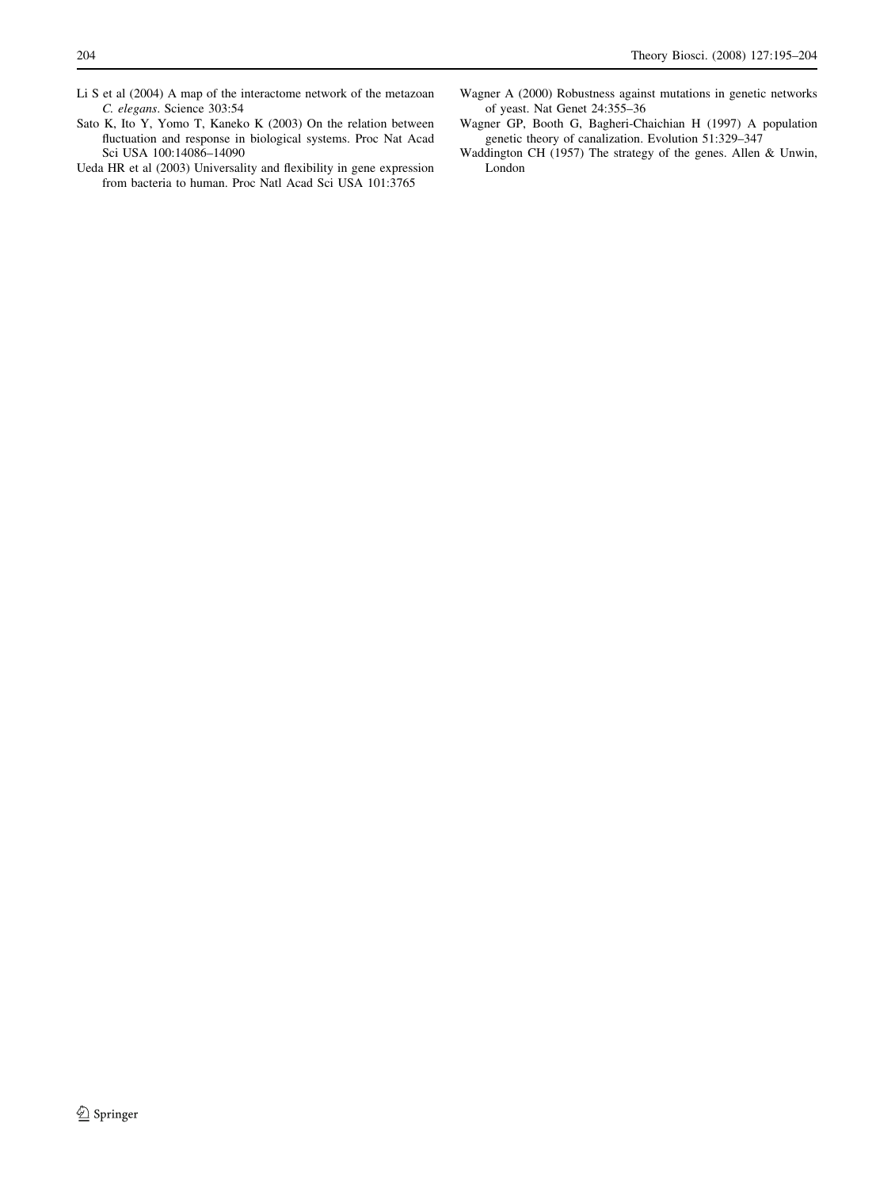Li S et al (2004) A map of the interactome network of the metazoan *C. elegans*. Science 303:54

Sato K, Ito Y, Yomo T, Kaneko K (2003) On the relation between fluctuation and response in biological systems. Proc Nat Acad Sci USA 100:14086–14090

Ueda HR et al (2003) Universality and flexibility in gene expression from bacteria to human. Proc Natl Acad Sci USA 101:3765

Wagner A (2000) Robustness against mutations in genetic networks of yeast. Nat Genet 24:355–36

Wagner GP, Booth G, Bagheri-Chaichian H (1997) A population genetic theory of canalization. Evolution 51:329–347

Waddington CH (1957) The strategy of the genes. Allen & Unwin, London